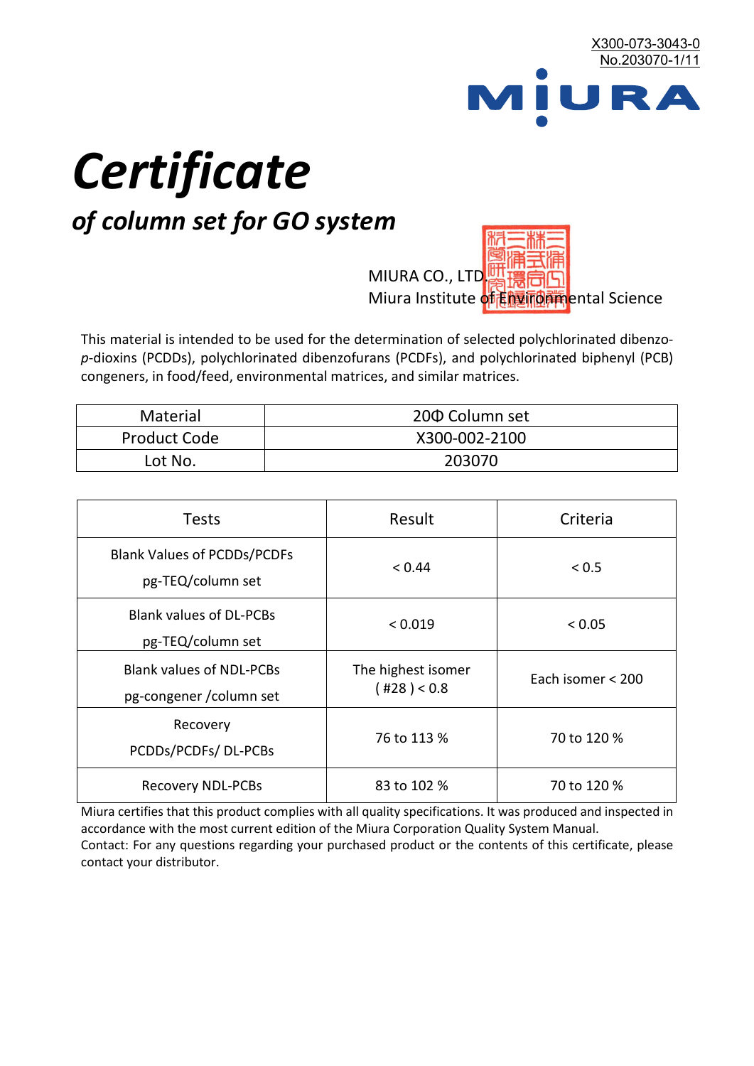X300-073-3043-0
No.203070-1/11

MIURA

# Certificate

## of column set for GO system

MIURA CO., LTD.
Miura Institute of Environmental Science

This material is intended to be used for the determination of selected polychlorinated dibenzo-*p*-dioxins (PCDDs), polychlorinated dibenzofurans (PCDFs), and polychlorinated biphenyl (PCB) congeners, in food/feed, environmental matrices, and similar matrices.

| Material | 20Φ Column set |
|---|---|
| Product Code | X300-002-2100 |
| Lot No. | 203070 |

| Tests | Result | Criteria |
|---|---|---|
| Blank Values of PCDDs/PCDFs pg-TEQ/column set | < 0.44 | < 0.5 |
| Blank values of DL-PCBs pg-TEQ/column set | < 0.019 | < 0.05 |
| Blank values of NDL-PCBs pg-congener /column set | The highest isomer ( #28 ) < 0.8 | Each isomer < 200 |
| Recovery PCDDs/PCDFs/ DL-PCBs | 76 to 113 % | 70 to 120 % |
| Recovery NDL-PCBs | 83 to 102 % | 70 to 120 % |

Miura certifies that this product complies with all quality specifications. It was produced and inspected in accordance with the most current edition of the Miura Corporation Quality System Manual.
Contact: For any questions regarding your purchased product or the contents of this certificate, please contact your distributor.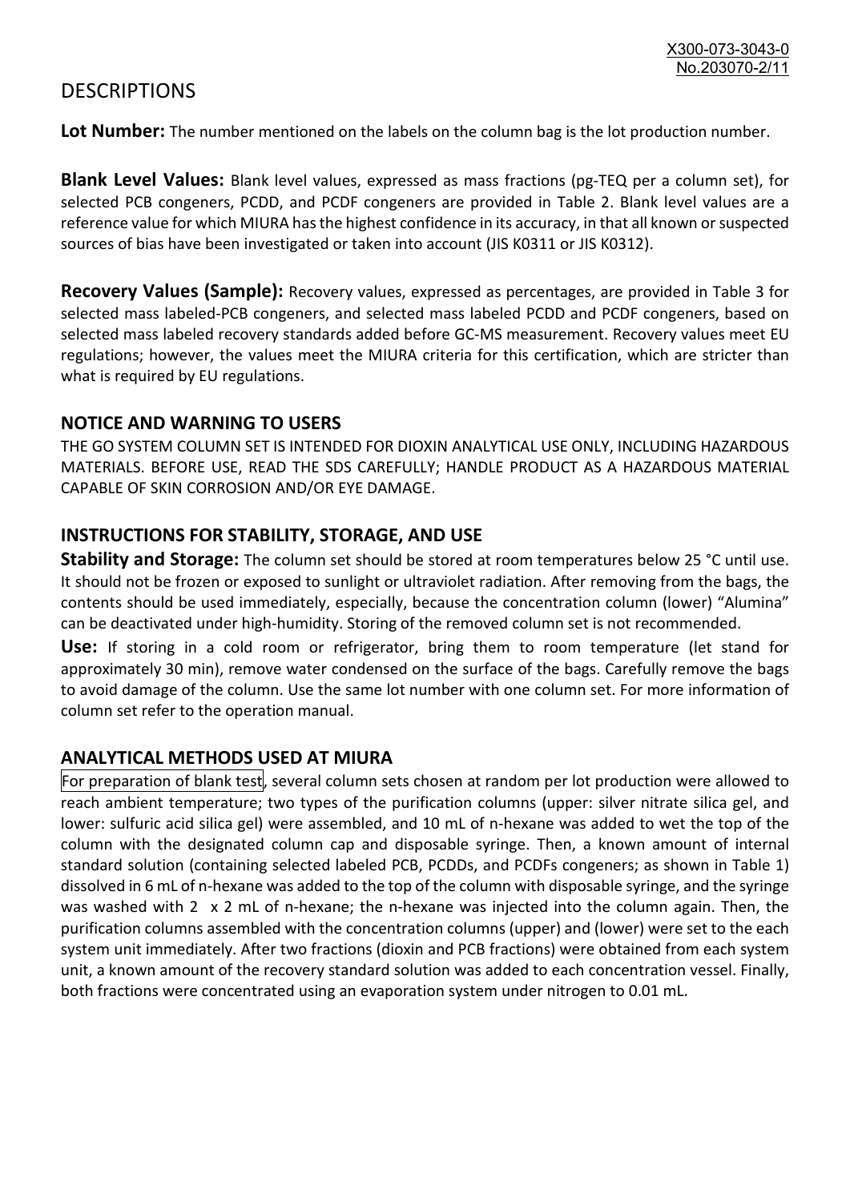# DESCRIPTIONS

**Lot Number:** The number mentioned on the labels on the column bag is the lot production number.

**Blank Level Values:** Blank level values, expressed as mass fractions (pg-TEQ per a column set), for selected PCB congeners, PCDD, and PCDF congeners are provided in Table 2. Blank level values are a reference value for which MIURA has the highest confidence in its accuracy, in that all known or suspected sources of bias have been investigated or taken into account (JIS K0311 or JIS K0312).

**Recovery Values (Sample):** Recovery values, expressed as percentages, are provided in Table 3 for selected mass labeled-PCB congeners, and selected mass labeled PCDD and PCDF congeners, based on selected mass labeled recovery standards added before GC-MS measurement. Recovery values meet EU regulations; however, the values meet the MIURA criteria for this certification, which are stricter than what is required by EU regulations.

## NOTICE AND WARNING TO USERS

THE GO SYSTEM COLUMN SET IS INTENDED FOR DIOXIN ANALYTICAL USE ONLY, INCLUDING HAZARDOUS MATERIALS. BEFORE USE, READ THE SDS CAREFULLY; HANDLE PRODUCT AS A HAZARDOUS MATERIAL CAPABLE OF SKIN CORROSION AND/OR EYE DAMAGE.

## INSTRUCTIONS FOR STABILITY, STORAGE, AND USE

**Stability and Storage:** The column set should be stored at room temperatures below 25 °C until use. It should not be frozen or exposed to sunlight or ultraviolet radiation. After removing from the bags, the contents should be used immediately, especially, because the concentration column (lower) "Alumina" can be deactivated under high-humidity. Storing of the removed column set is not recommended.

**Use:** If storing in a cold room or refrigerator, bring them to room temperature (let stand for approximately 30 min), remove water condensed on the surface of the bags. Carefully remove the bags to avoid damage of the column. Use the same lot number with one column set. For more information of column set refer to the operation manual.

## ANALYTICAL METHODS USED AT MIURA

For preparation of blank test, several column sets chosen at random per lot production were allowed to reach ambient temperature; two types of the purification columns (upper: silver nitrate silica gel, and lower: sulfuric acid silica gel) were assembled, and 10 mL of n-hexane was added to wet the top of the column with the designated column cap and disposable syringe. Then, a known amount of internal standard solution (containing selected labeled PCB, PCDDs, and PCDFs congeners; as shown in Table 1) dissolved in 6 mL of n-hexane was added to the top of the column with disposable syringe, and the syringe was washed with 2 x 2 mL of n-hexane; the n-hexane was injected into the column again. Then, the purification columns assembled with the concentration columns (upper) and (lower) were set to the each system unit immediately. After two fractions (dioxin and PCB fractions) were obtained from each system unit, a known amount of the recovery standard solution was added to each concentration vessel. Finally, both fractions were concentrated using an evaporation system under nitrogen to 0.01 mL.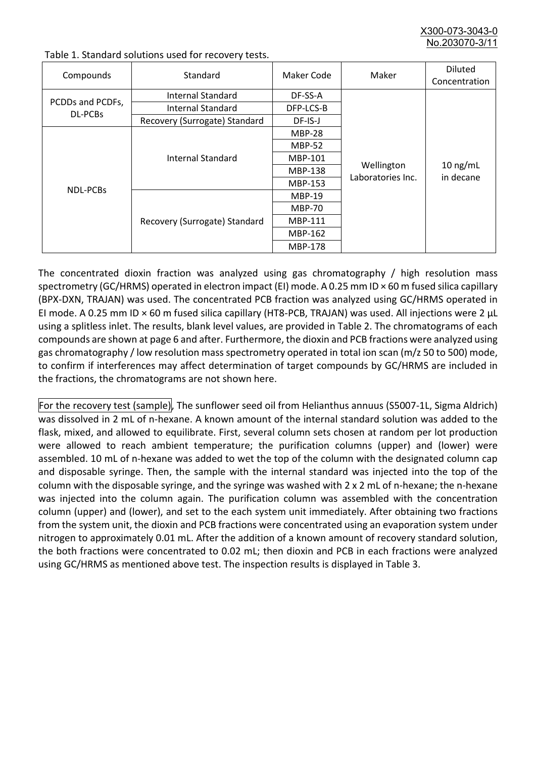Table 1. Standard solutions used for recovery tests.

| Compounds | Standard | Maker Code | Maker | Diluted Concentration |
|---|---|---|---|---|
| PCDDs and PCDFs, DL-PCBs | Internal Standard | DF-SS-A | Wellington Laboratories Inc. | 10 ng/mL in decane |
| | Internal Standard | DFP-LCS-B | | |
| | Recovery (Surrogate) Standard | DF-IS-J | | |
| NDL-PCBs | Internal Standard | MBP-28 | | |
| | | MBP-52 | | |
| | | MBP-101 | | |
| | | MBP-138 | | |
| | | MBP-153 | | |
| | Recovery (Surrogate) Standard | MBP-19 | | |
| | | MBP-70 | | |
| | | MBP-111 | | |
| | | MBP-162 | | |
| | | MBP-178 | | |

The concentrated dioxin fraction was analyzed using gas chromatography / high resolution mass spectrometry (GC/HRMS) operated in electron impact (EI) mode. A 0.25 mm ID × 60 m fused silica capillary (BPX-DXN, TRAJAN) was used. The concentrated PCB fraction was analyzed using GC/HRMS operated in EI mode. A 0.25 mm ID × 60 m fused silica capillary (HT8-PCB, TRAJAN) was used. All injections were 2 µL using a splitless inlet. The results, blank level values, are provided in Table 2. The chromatograms of each compounds are shown at page 6 and after. Furthermore, the dioxin and PCB fractions were analyzed using gas chromatography / low resolution mass spectrometry operated in total ion scan (m/z 50 to 500) mode, to confirm if interferences may affect determination of target compounds by GC/HRMS are included in the fractions, the chromatograms are not shown here.

For the recovery test (sample), The sunflower seed oil from Helianthus annuus (S5007-1L, Sigma Aldrich) was dissolved in 2 mL of n-hexane. A known amount of the internal standard solution was added to the flask, mixed, and allowed to equilibrate. First, several column sets chosen at random per lot production were allowed to reach ambient temperature; the purification columns (upper) and (lower) were assembled. 10 mL of n-hexane was added to wet the top of the column with the designated column cap and disposable syringe. Then, the sample with the internal standard was injected into the top of the column with the disposable syringe, and the syringe was washed with 2 x 2 mL of n-hexane; the n-hexane was injected into the column again. The purification column was assembled with the concentration column (upper) and (lower), and set to the each system unit immediately. After obtaining two fractions from the system unit, the dioxin and PCB fractions were concentrated using an evaporation system under nitrogen to approximately 0.01 mL. After the addition of a known amount of recovery standard solution, the both fractions were concentrated to 0.02 mL; then dioxin and PCB in each fractions were analyzed using GC/HRMS as mentioned above test. The inspection results is displayed in Table 3.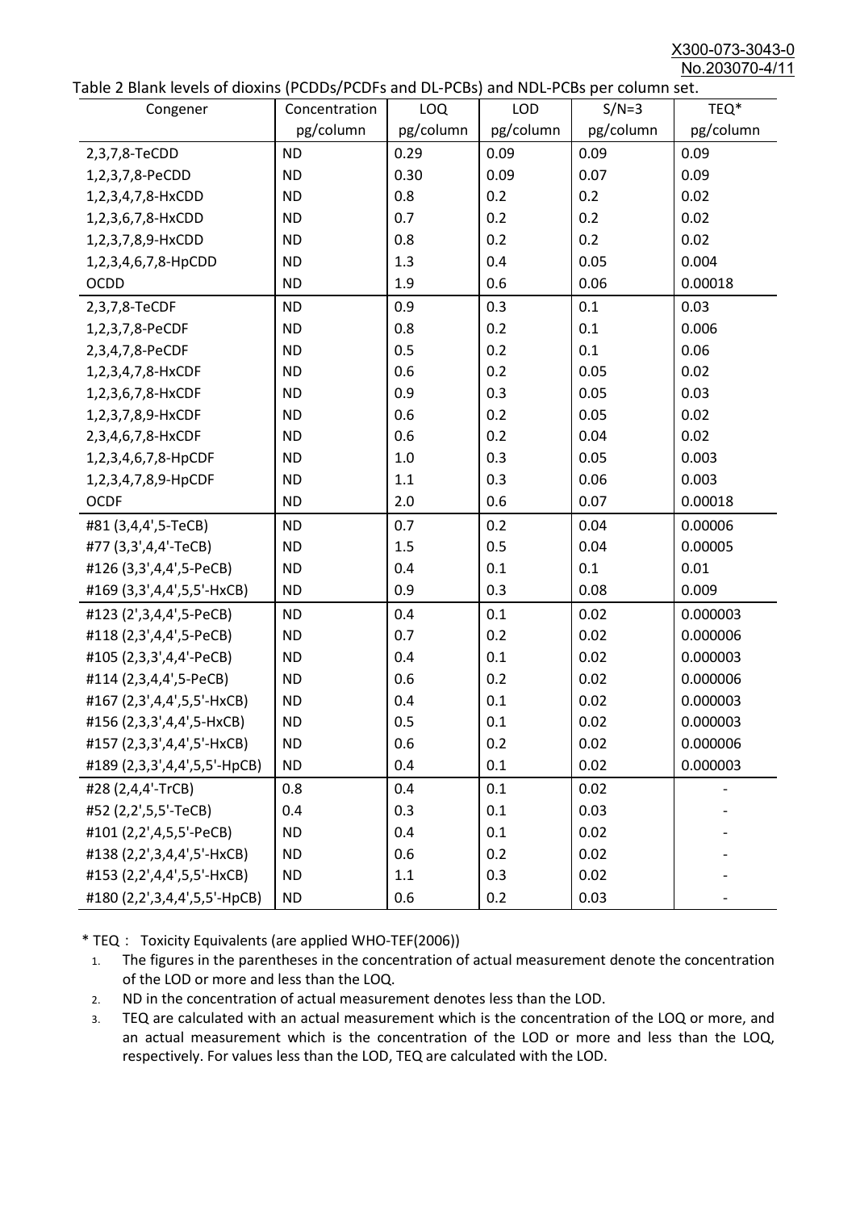Table 2 Blank levels of dioxins (PCDDs/PCDFs and DL-PCBs) and NDL-PCBs per column set.

| Congener | Concentration pg/column | LOQ pg/column | LOD pg/column | S/N=3 pg/column | TEQ* pg/column |
|---|---|---|---|---|---|
| 2,3,7,8-TeCDD | ND | 0.29 | 0.09 | 0.09 | 0.09 |
| 1,2,3,7,8-PeCDD | ND | 0.30 | 0.09 | 0.07 | 0.09 |
| 1,2,3,4,7,8-HxCDD | ND | 0.8 | 0.2 | 0.2 | 0.02 |
| 1,2,3,6,7,8-HxCDD | ND | 0.7 | 0.2 | 0.2 | 0.02 |
| 1,2,3,7,8,9-HxCDD | ND | 0.8 | 0.2 | 0.2 | 0.02 |
| 1,2,3,4,6,7,8-HpCDD | ND | 1.3 | 0.4 | 0.05 | 0.004 |
| OCDD | ND | 1.9 | 0.6 | 0.06 | 0.00018 |
| 2,3,7,8-TeCDF | ND | 0.9 | 0.3 | 0.1 | 0.03 |
| 1,2,3,7,8-PeCDF | ND | 0.8 | 0.2 | 0.1 | 0.006 |
| 2,3,4,7,8-PeCDF | ND | 0.5 | 0.2 | 0.1 | 0.06 |
| 1,2,3,4,7,8-HxCDF | ND | 0.6 | 0.2 | 0.05 | 0.02 |
| 1,2,3,6,7,8-HxCDF | ND | 0.9 | 0.3 | 0.05 | 0.03 |
| 1,2,3,7,8,9-HxCDF | ND | 0.6 | 0.2 | 0.05 | 0.02 |
| 2,3,4,6,7,8-HxCDF | ND | 0.6 | 0.2 | 0.04 | 0.02 |
| 1,2,3,4,6,7,8-HpCDF | ND | 1.0 | 0.3 | 0.05 | 0.003 |
| 1,2,3,4,7,8,9-HpCDF | ND | 1.1 | 0.3 | 0.06 | 0.003 |
| OCDF | ND | 2.0 | 0.6 | 0.07 | 0.00018 |
| #81 (3,4,4',5-TeCB) | ND | 0.7 | 0.2 | 0.04 | 0.00006 |
| #77 (3,3',4,4'-TeCB) | ND | 1.5 | 0.5 | 0.04 | 0.00005 |
| #126 (3,3',4,4',5-PeCB) | ND | 0.4 | 0.1 | 0.1 | 0.01 |
| #169 (3,3',4,4',5,5'-HxCB) | ND | 0.9 | 0.3 | 0.08 | 0.009 |
| #123 (2',3,4,4',5-PeCB) | ND | 0.4 | 0.1 | 0.02 | 0.000003 |
| #118 (2,3',4,4',5-PeCB) | ND | 0.7 | 0.2 | 0.02 | 0.000006 |
| #105 (2,3,3',4,4'-PeCB) | ND | 0.4 | 0.1 | 0.02 | 0.000003 |
| #114 (2,3,4,4',5-PeCB) | ND | 0.6 | 0.2 | 0.02 | 0.000006 |
| #167 (2,3',4,4',5,5'-HxCB) | ND | 0.4 | 0.1 | 0.02 | 0.000003 |
| #156 (2,3,3',4,4',5-HxCB) | ND | 0.5 | 0.1 | 0.02 | 0.000003 |
| #157 (2,3,3',4,4',5'-HxCB) | ND | 0.6 | 0.2 | 0.02 | 0.000006 |
| #189 (2,3,3',4,4',5,5'-HpCB) | ND | 0.4 | 0.1 | 0.02 | 0.000003 |
| #28 (2,4,4'-TrCB) | 0.8 | 0.4 | 0.1 | 0.02 | - |
| #52 (2,2',5,5'-TeCB) | 0.4 | 0.3 | 0.1 | 0.03 | - |
| #101 (2,2',4,5,5'-PeCB) | ND | 0.4 | 0.1 | 0.02 | - |
| #138 (2,2',3,4,4',5'-HxCB) | ND | 0.6 | 0.2 | 0.02 | - |
| #153 (2,2',4,4',5,5'-HxCB) | ND | 1.1 | 0.3 | 0.02 | - |
| #180 (2,2',3,4,4',5,5'-HpCB) | ND | 0.6 | 0.2 | 0.03 | - |

* TEQ： Toxicity Equivalents (are applied WHO-TEF(2006))

1. The figures in the parentheses in the concentration of actual measurement denote the concentration of the LOD or more and less than the LOQ.
2. ND in the concentration of actual measurement denotes less than the LOD.
3. TEQ are calculated with an actual measurement which is the concentration of the LOQ or more, and an actual measurement which is the concentration of the LOD or more and less than the LOQ, respectively. For values less than the LOD, TEQ are calculated with the LOD.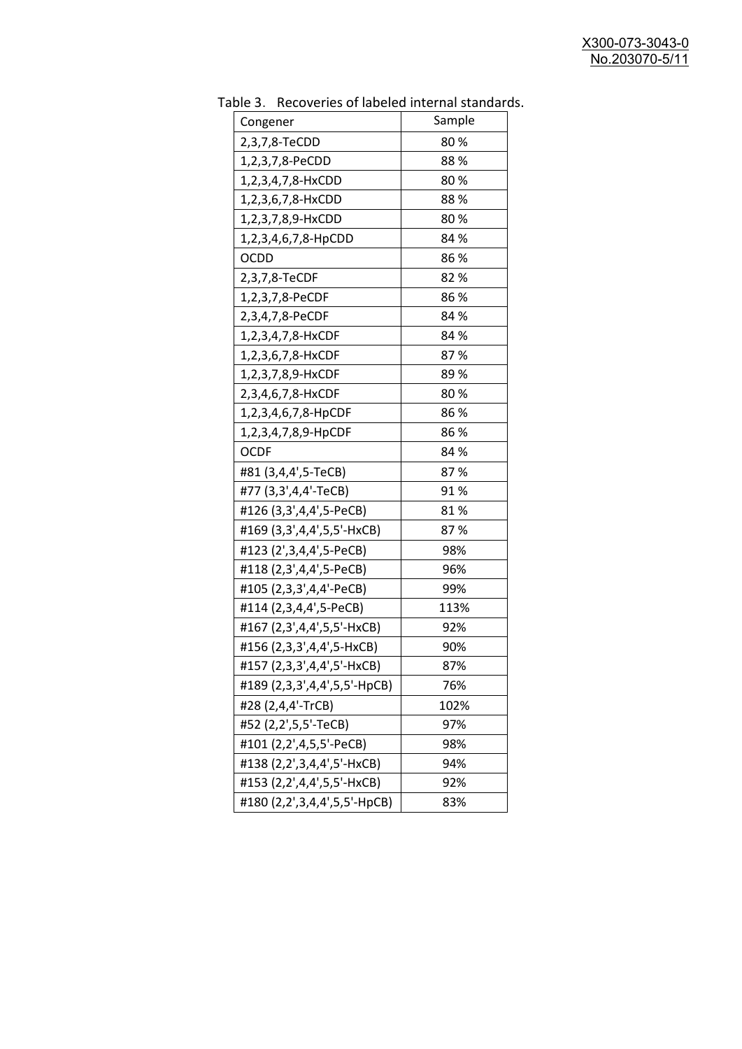Table 3. Recoveries of labeled internal standards.

| Congener | Sample |
|---|---|
| 2,3,7,8-TeCDD | 80 % |
| 1,2,3,7,8-PeCDD | 88 % |
| 1,2,3,4,7,8-HxCDD | 80 % |
| 1,2,3,6,7,8-HxCDD | 88 % |
| 1,2,3,7,8,9-HxCDD | 80 % |
| 1,2,3,4,6,7,8-HpCDD | 84 % |
| OCDD | 86 % |
| 2,3,7,8-TeCDF | 82 % |
| 1,2,3,7,8-PeCDF | 86 % |
| 2,3,4,7,8-PeCDF | 84 % |
| 1,2,3,4,7,8-HxCDF | 84 % |
| 1,2,3,6,7,8-HxCDF | 87 % |
| 1,2,3,7,8,9-HxCDF | 89 % |
| 2,3,4,6,7,8-HxCDF | 80 % |
| 1,2,3,4,6,7,8-HpCDF | 86 % |
| 1,2,3,4,7,8,9-HpCDF | 86 % |
| OCDF | 84 % |
| #81 (3,4,4',5-TeCB) | 87 % |
| #77 (3,3',4,4'-TeCB) | 91 % |
| #126 (3,3',4,4',5-PeCB) | 81 % |
| #169 (3,3',4,4',5,5'-HxCB) | 87 % |
| #123 (2',3,4,4',5-PeCB) | 98% |
| #118 (2,3',4,4',5-PeCB) | 96% |
| #105 (2,3,3',4,4'-PeCB) | 99% |
| #114 (2,3,4,4',5-PeCB) | 113% |
| #167 (2,3',4,4',5,5'-HxCB) | 92% |
| #156 (2,3,3',4,4',5-HxCB) | 90% |
| #157 (2,3,3',4,4',5'-HxCB) | 87% |
| #189 (2,3,3',4,4',5,5'-HpCB) | 76% |
| #28 (2,4,4'-TrCB) | 102% |
| #52 (2,2',5,5'-TeCB) | 97% |
| #101 (2,2',4,5,5'-PeCB) | 98% |
| #138 (2,2',3,4,4',5'-HxCB) | 94% |
| #153 (2,2',4,4',5,5'-HxCB) | 92% |
| #180 (2,2',3,4,4',5,5'-HpCB) | 83% |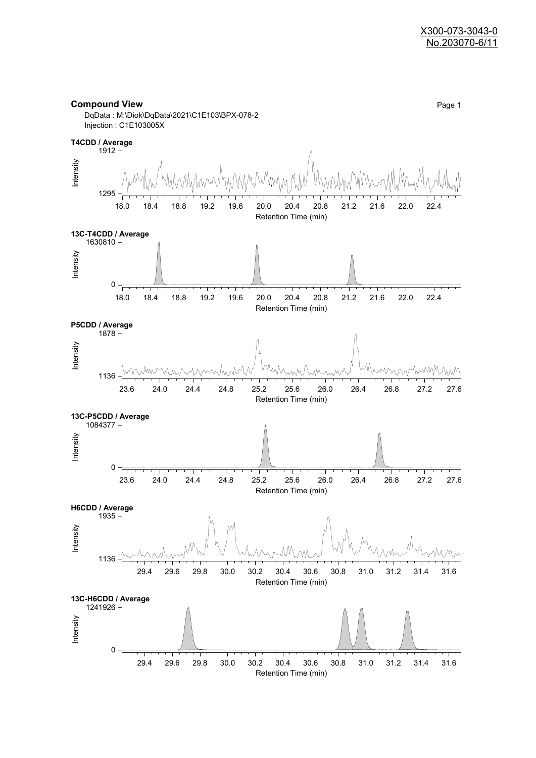## Compound View

Page 1

DqData : M:\Diok\DqData\2021\C1E103\BPX-078-2
Injection : C1E103005X

**T4CDD / Average**

Intensity: 1295 – 1912
Retention Time (min): 18.0, 18.4, 18.8, 19.2, 19.6, 20.0, 20.4, 20.8, 21.2, 21.6, 22.0, 22.4

**13C-T4CDD / Average**

Intensity: 0 – 1630810
Retention Time (min): 18.0, 18.4, 18.8, 19.2, 19.6, 20.0, 20.4, 20.8, 21.2, 21.6, 22.0, 22.4

**P5CDD / Average**

Intensity: 1136 – 1878
Retention Time (min): 23.6, 24.0, 24.4, 24.8, 25.2, 25.6, 26.0, 26.4, 26.8, 27.2, 27.6

**13C-P5CDD / Average**

Intensity: 0 – 1084377
Retention Time (min): 23.6, 24.0, 24.4, 24.8, 25.2, 25.6, 26.0, 26.4, 26.8, 27.2, 27.6

**H6CDD / Average**

Intensity: 1136 – 1935
Retention Time (min): 29.4, 29.6, 29.8, 30.0, 30.2, 30.4, 30.6, 30.8, 31.0, 31.2, 31.4, 31.6

**13C-H6CDD / Average**

Intensity: 0 – 1241926
Retention Time (min): 29.4, 29.6, 29.8, 30.0, 30.2, 30.4, 30.6, 30.8, 31.0, 31.2, 31.4, 31.6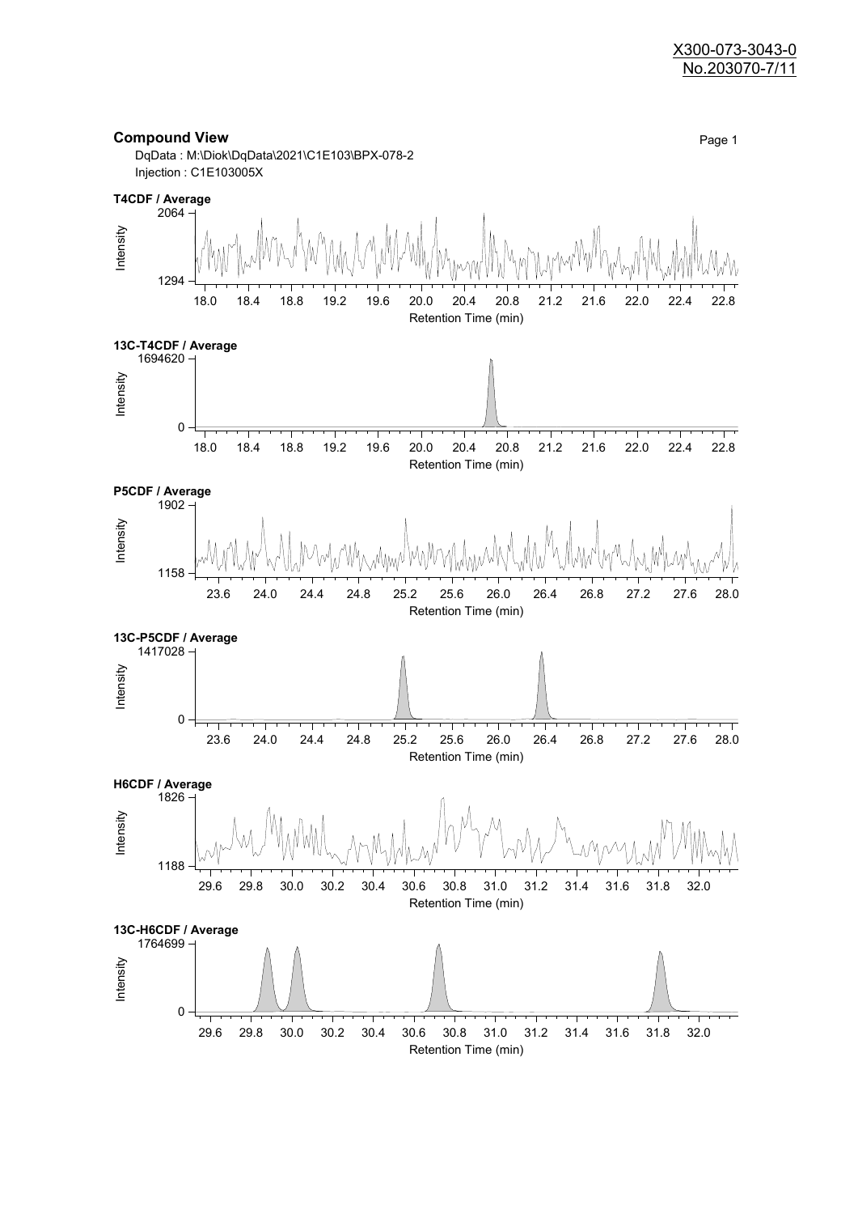## Compound View

DqData : M:\Diok\DqData\2021\C1E103\BPX-078-2
Injection : C1E103005X

**T4CDF / Average**

Intensity: 1294 – 2064
Retention Time (min): 18.0 – 22.8

**13C-T4CDF / Average**

Intensity: 0 – 1694620
Retention Time (min): 18.0 – 22.8

**P5CDF / Average**

Intensity: 1158 – 1902
Retention Time (min): 23.6 – 28.0

**13C-P5CDF / Average**

Intensity: 0 – 1417028
Retention Time (min): 23.6 – 28.0

**H6CDF / Average**

Intensity: 1188 – 1826
Retention Time (min): 29.6 – 32.0

**13C-H6CDF / Average**

Intensity: 0 – 1764699
Retention Time (min): 29.6 – 32.0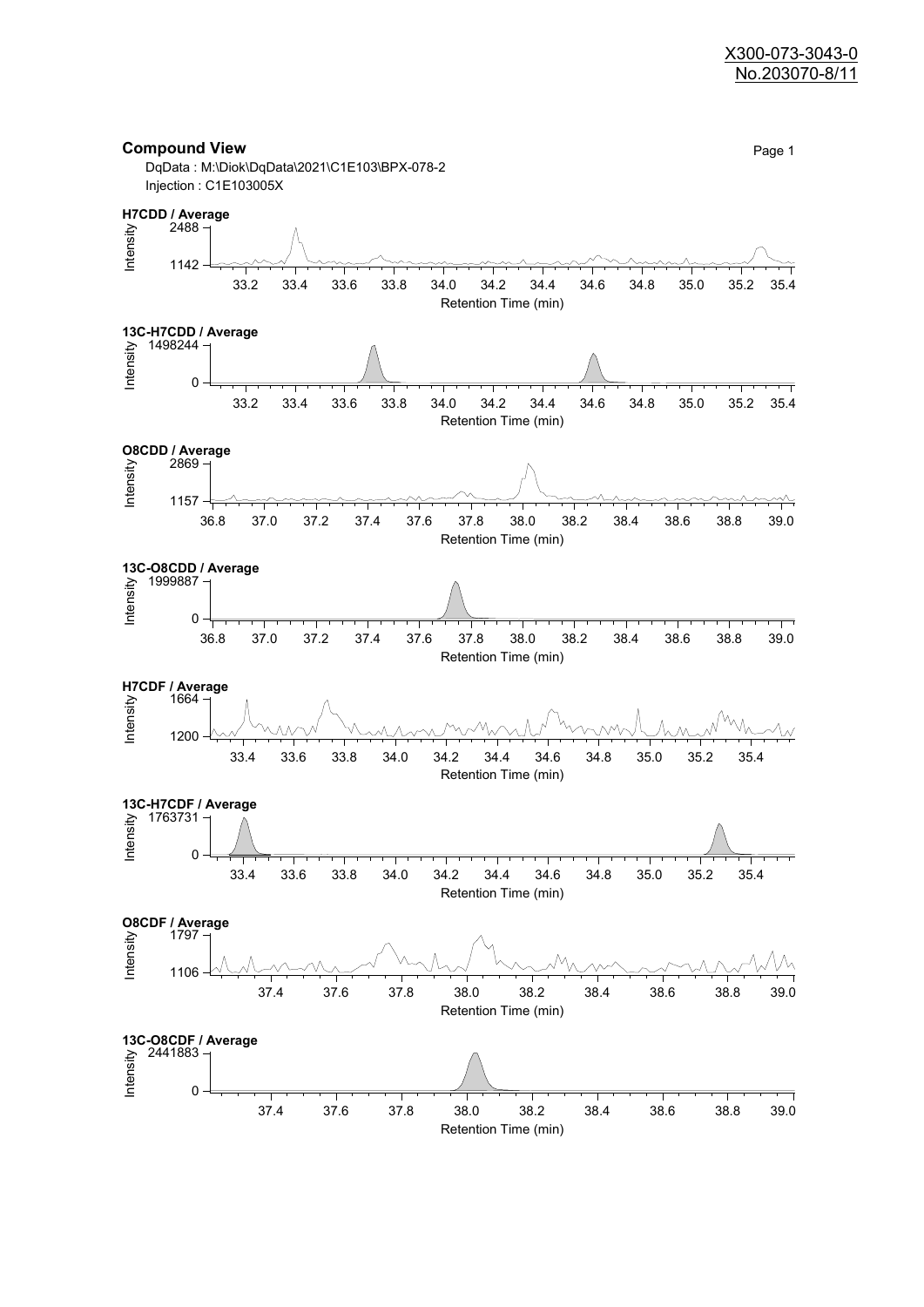X300-073-3043-0
No.203070-8/11

**Compound View**

DqData : M:\Diok\DqData\2021\C1E103\BPX-078-2
Injection : C1E103005X

**H7CDD / Average**

Intensity: 2488, 1142
Retention Time (min): 33.2, 33.4, 33.6, 33.8, 34.0, 34.2, 34.4, 34.6, 34.8, 35.0, 35.2, 35.4

**13C-H7CDD / Average**

Intensity: 1498244, 0
Retention Time (min): 33.2, 33.4, 33.6, 33.8, 34.0, 34.2, 34.4, 34.6, 34.8, 35.0, 35.2, 35.4

**O8CDD / Average**

Intensity: 2869, 1157
Retention Time (min): 36.8, 37.0, 37.2, 37.4, 37.6, 37.8, 38.0, 38.2, 38.4, 38.6, 38.8, 39.0

**13C-O8CDD / Average**

Intensity: 1999887, 0
Retention Time (min): 36.8, 37.0, 37.2, 37.4, 37.6, 37.8, 38.0, 38.2, 38.4, 38.6, 38.8, 39.0

**H7CDF / Average**

Intensity: 1664, 1200
Retention Time (min): 33.4, 33.6, 33.8, 34.0, 34.2, 34.4, 34.6, 34.8, 35.0, 35.2, 35.4

**13C-H7CDF / Average**

Intensity: 1763731, 0
Retention Time (min): 33.4, 33.6, 33.8, 34.0, 34.2, 34.4, 34.6, 34.8, 35.0, 35.2, 35.4

**O8CDF / Average**

Intensity: 1797, 1106
Retention Time (min): 37.4, 37.6, 37.8, 38.0, 38.2, 38.4, 38.6, 38.8, 39.0

**13C-O8CDF / Average**

Intensity: 2441883, 0
Retention Time (min): 37.4, 37.6, 37.8, 38.0, 38.2, 38.4, 38.6, 38.8, 39.0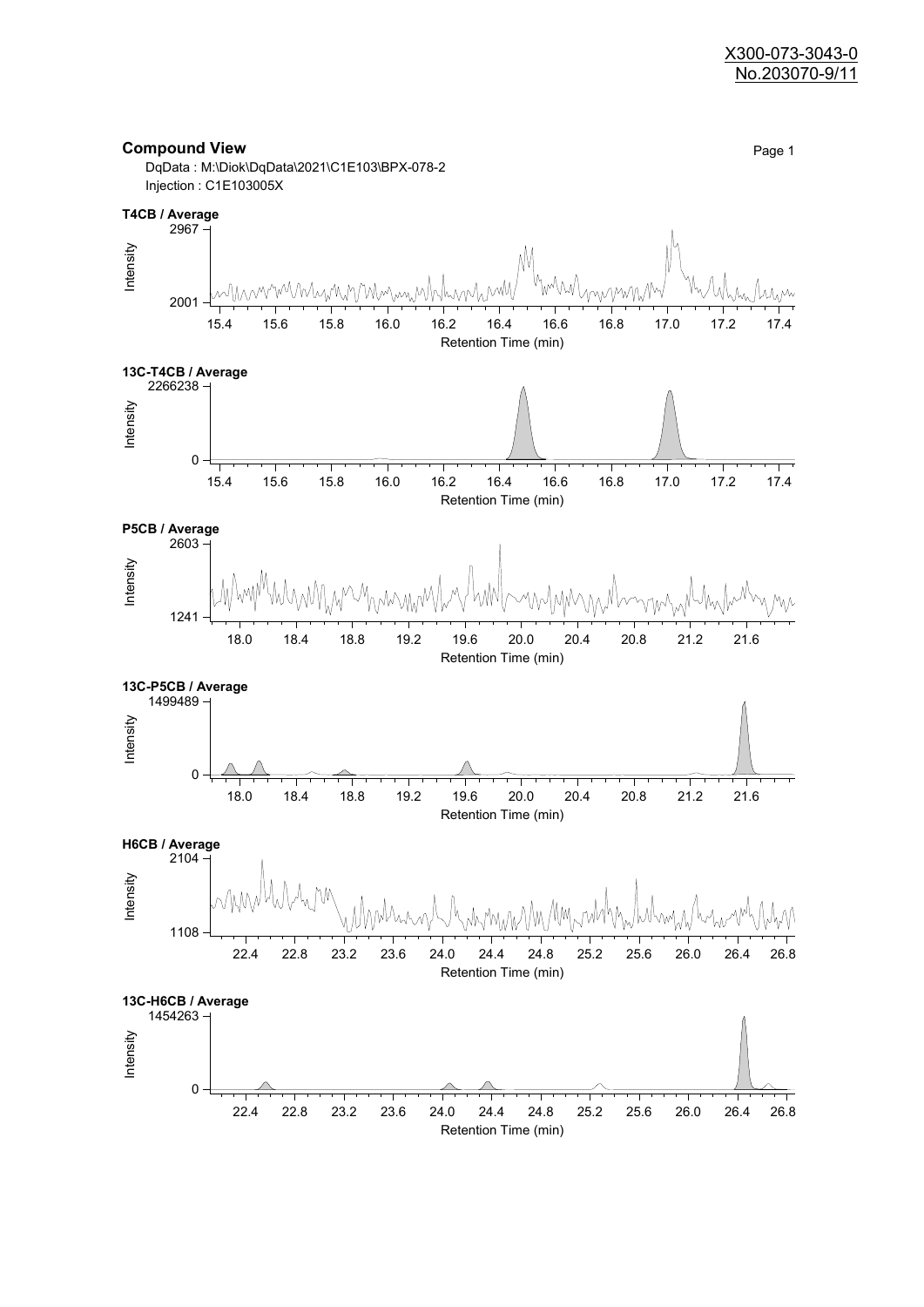X300-073-3043-0
No.203070-9/11

## Compound View

DqData : M:\Diok\DqData\2021\C1E103\BPX-078-2
Injection : C1E103005X

**T4CB / Average**

Intensity: 2001 – 2967
Retention Time (min): 15.4, 15.6, 15.8, 16.0, 16.2, 16.4, 16.6, 16.8, 17.0, 17.2, 17.4

**13C-T4CB / Average**

Intensity: 0 – 2266238
Retention Time (min): 15.4, 15.6, 15.8, 16.0, 16.2, 16.4, 16.6, 16.8, 17.0, 17.2, 17.4

**P5CB / Average**

Intensity: 1241 – 2603
Retention Time (min): 18.0, 18.4, 18.8, 19.2, 19.6, 20.0, 20.4, 20.8, 21.2, 21.6

**13C-P5CB / Average**

Intensity: 0 – 1499489
Retention Time (min): 18.0, 18.4, 18.8, 19.2, 19.6, 20.0, 20.4, 20.8, 21.2, 21.6

**H6CB / Average**

Intensity: 1108 – 2104
Retention Time (min): 22.4, 22.8, 23.2, 23.6, 24.0, 24.4, 24.8, 25.2, 25.6, 26.0, 26.4, 26.8

**13C-H6CB / Average**

Intensity: 0 – 1454263
Retention Time (min): 22.4, 22.8, 23.2, 23.6, 24.0, 24.4, 24.8, 25.2, 25.6, 26.0, 26.4, 26.8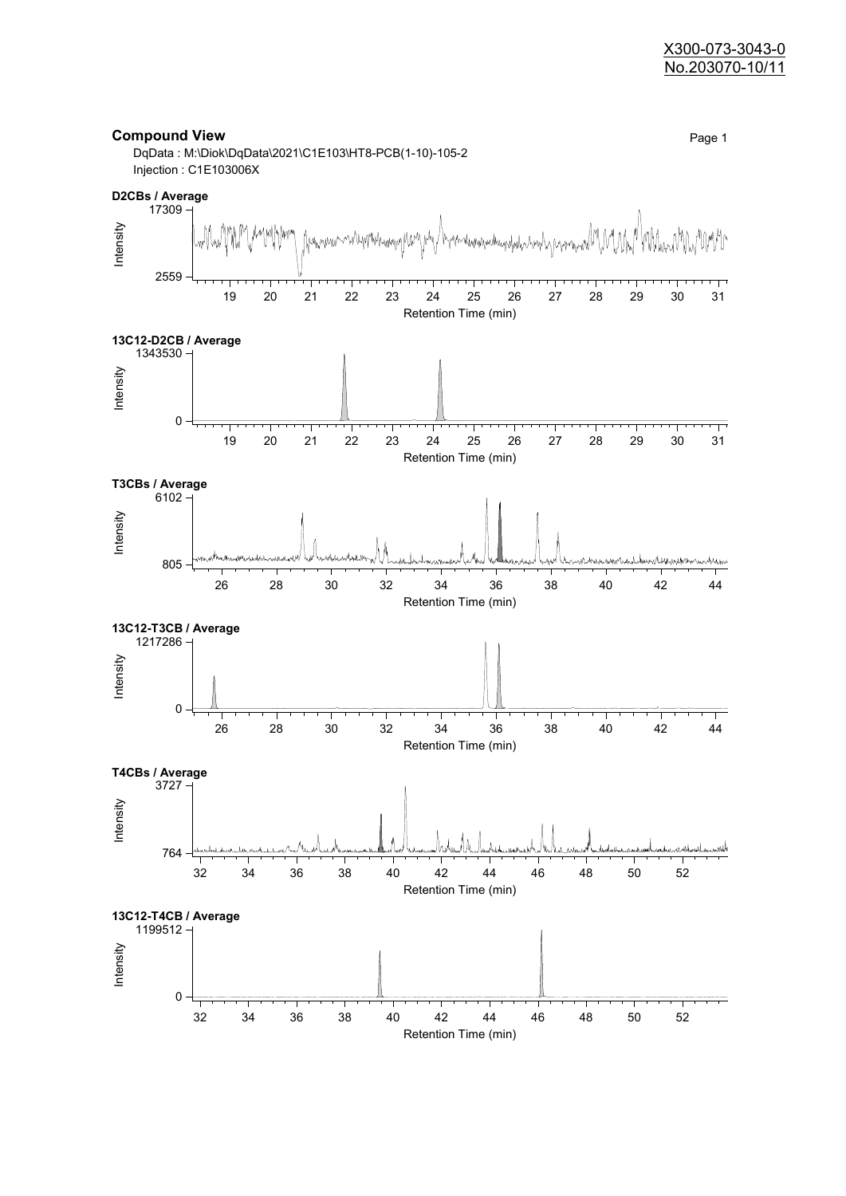X300-073-3043-0
No.203070-10/11

## Compound View

Page 1

DqData : M:\Diok\DqData\2021\C1E103\HT8-PCB(1-10)-105-2
Injection : C1E103006X

**D2CBs / Average**

Intensity: 2559 – 17309
Retention Time (min): 19 20 21 22 23 24 25 26 27 28 29 30 31

**13C12-D2CB / Average**

Intensity: 0 – 1343530
Retention Time (min): 19 20 21 22 23 24 25 26 27 28 29 30 31

**T3CBs / Average**

Intensity: 805 – 6102
Retention Time (min): 26 28 30 32 34 36 38 40 42 44

**13C12-T3CB / Average**

Intensity: 0 – 1217286
Retention Time (min): 26 28 30 32 34 36 38 40 42 44

**T4CBs / Average**

Intensity: 764 – 3727
Retention Time (min): 32 34 36 38 40 42 44 46 48 50 52

**13C12-T4CB / Average**

Intensity: 0 – 1199512
Retention Time (min): 32 34 36 38 40 42 44 46 48 50 52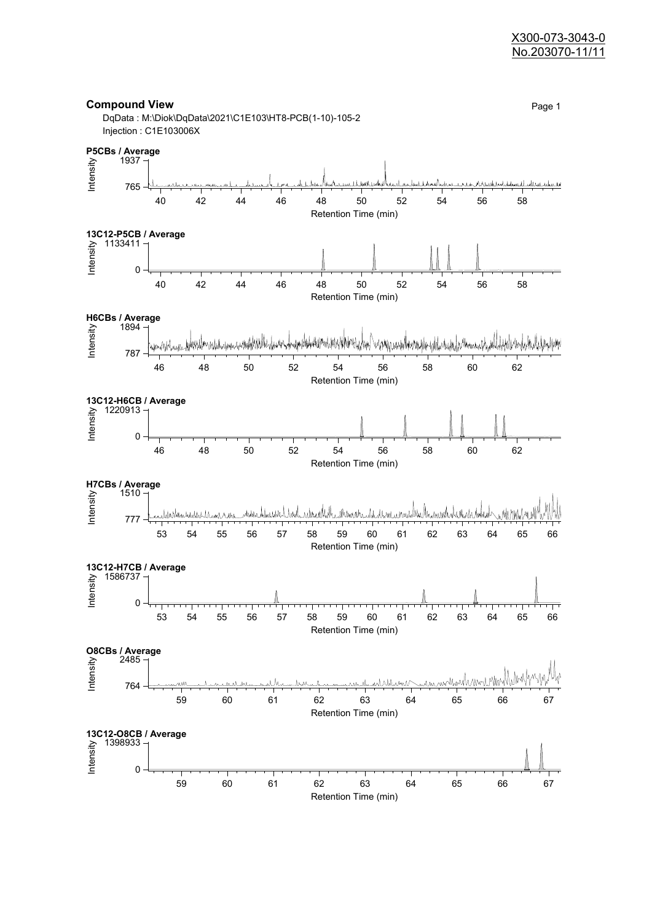X300-073-3043-0
No.203070-11/11

## Compound View

DqData : M:\Diok\DqData\2021\C1E103\HT8-PCB(1-10)-105-2
Injection : C1E103006X

**P5CBs / Average**
Intensity
1937
765
40 42 44 46 48 50 52 54 56 58
Retention Time (min)

**13C12-P5CB / Average**
Intensity
1133411
0
40 42 44 46 48 50 52 54 56 58
Retention Time (min)

**H6CBs / Average**
Intensity
1894
787
46 48 50 52 54 56 58 60 62
Retention Time (min)

**13C12-H6CB / Average**
Intensity
1220913
0
46 48 50 52 54 56 58 60 62
Retention Time (min)

**H7CBs / Average**
Intensity
1510
777
53 54 55 56 57 58 59 60 61 62 63 64 65 66
Retention Time (min)

**13C12-H7CB / Average**
Intensity
1586737
0
53 54 55 56 57 58 59 60 61 62 63 64 65 66
Retention Time (min)

**O8CBs / Average**
Intensity
2485
764
59 60 61 62 63 64 65 66 67
Retention Time (min)

**13C12-O8CB / Average**
Intensity
1398933
0
59 60 61 62 63 64 65 66 67
Retention Time (min)